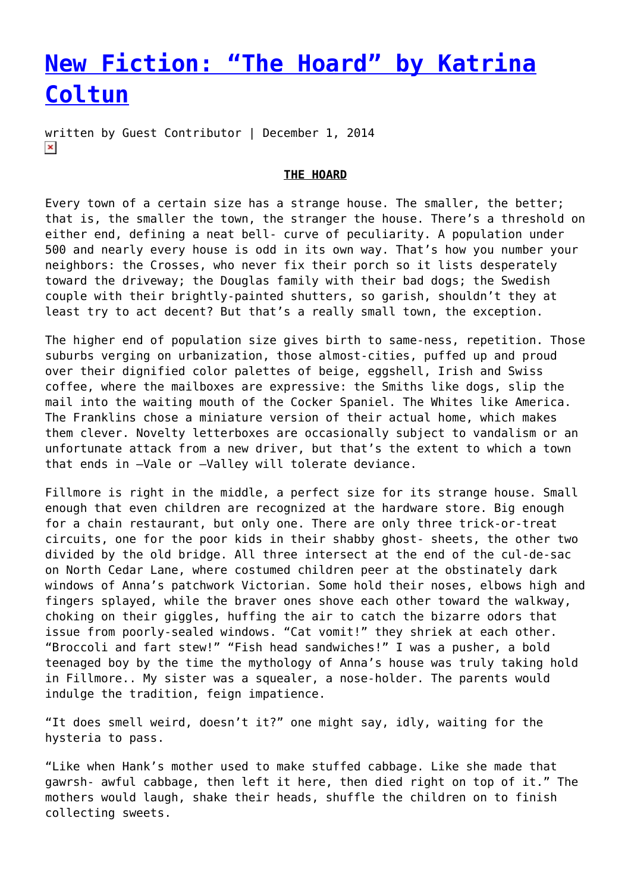# New Fiction: "The Hoard" by Katrina Coltun

written by Guest Contributor | December 1, 2014

**THE HOARD**

Every town of a certain size has a strange house. The smaller, the better; that is, the smaller the town, the stranger the house. There's a threshold on either end, defining a neat bell- curve of peculiarity. A population under 500 and nearly every house is odd in its own way. That's how you number your neighbors: the Crosses, who never fix their porch so it lists desperately toward the driveway; the Douglas family with their bad dogs; the Swedish couple with their brightly-painted shutters, so garish, shouldn't they at least try to act decent? But that's a really small town, the exception.

The higher end of population size gives birth to same-ness, repetition. Those suburbs verging on urbanization, those almost-cities, puffed up and proud over their dignified color palettes of beige, eggshell, Irish and Swiss coffee, where the mailboxes are expressive: the Smiths like dogs, slip the mail into the waiting mouth of the Cocker Spaniel. The Whites like America. The Franklins chose a miniature version of their actual home, which makes them clever. Novelty letterboxes are occasionally subject to vandalism or an unfortunate attack from a new driver, but that's the extent to which a town that ends in –Vale or –Valley will tolerate deviance.

Fillmore is right in the middle, a perfect size for its strange house. Small enough that even children are recognized at the hardware store. Big enough for a chain restaurant, but only one. There are only three trick-or-treat circuits, one for the poor kids in their shabby ghost- sheets, the other two divided by the old bridge. All three intersect at the end of the cul-de-sac on North Cedar Lane, where costumed children peer at the obstinately dark windows of Anna's patchwork Victorian. Some hold their noses, elbows high and fingers splayed, while the braver ones shove each other toward the walkway, choking on their giggles, huffing the air to catch the bizarre odors that issue from poorly-sealed windows. "Cat vomit!" they shriek at each other. "Broccoli and fart stew!" "Fish head sandwiches!" I was a pusher, a bold teenaged boy by the time the mythology of Anna's house was truly taking hold in Fillmore.. My sister was a squealer, a nose-holder. The parents would indulge the tradition, feign impatience.

"It does smell weird, doesn't it?" one might say, idly, waiting for the hysteria to pass.

"Like when Hank's mother used to make stuffed cabbage. Like she made that gawrsh- awful cabbage, then left it here, then died right on top of it." The mothers would laugh, shake their heads, shuffle the children on to finish collecting sweets.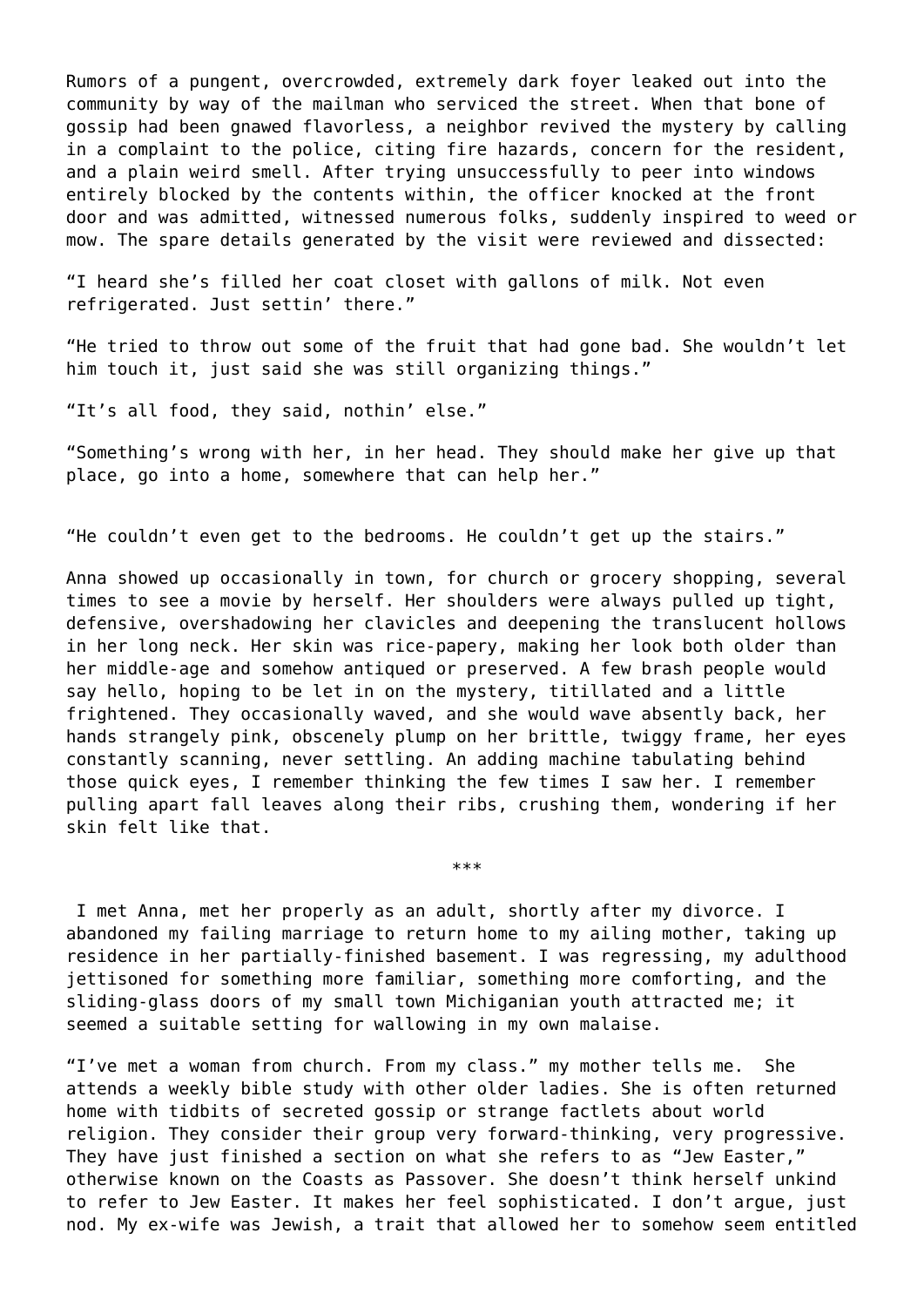Rumors of a pungent, overcrowded, extremely dark foyer leaked out into the community by way of the mailman who serviced the street. When that bone of gossip had been gnawed flavorless, a neighbor revived the mystery by calling in a complaint to the police, citing fire hazards, concern for the resident, and a plain weird smell. After trying unsuccessfully to peer into windows entirely blocked by the contents within, the officer knocked at the front door and was admitted, witnessed numerous folks, suddenly inspired to weed or mow. The spare details generated by the visit were reviewed and dissected:

"I heard she's filled her coat closet with gallons of milk. Not even refrigerated. Just settin' there."

"He tried to throw out some of the fruit that had gone bad. She wouldn't let him touch it, just said she was still organizing things."

"It's all food, they said, nothin' else."

"Something's wrong with her, in her head. They should make her give up that place, go into a home, somewhere that can help her."

"He couldn't even get to the bedrooms. He couldn't get up the stairs."

Anna showed up occasionally in town, for church or grocery shopping, several times to see a movie by herself. Her shoulders were always pulled up tight, defensive, overshadowing her clavicles and deepening the translucent hollows in her long neck. Her skin was rice-papery, making her look both older than her middle-age and somehow antiqued or preserved. A few brash people would say hello, hoping to be let in on the mystery, titillated and a little frightened. They occasionally waved, and she would wave absently back, her hands strangely pink, obscenely plump on her brittle, twiggy frame, her eyes constantly scanning, never settling. An adding machine tabulating behind those quick eyes, I remember thinking the few times I saw her. I remember pulling apart fall leaves along their ribs, crushing them, wondering if her skin felt like that.

\*\*\*

I met Anna, met her properly as an adult, shortly after my divorce. I abandoned my failing marriage to return home to my ailing mother, taking up residence in her partially-finished basement. I was regressing, my adulthood jettisoned for something more familiar, something more comforting, and the sliding-glass doors of my small town Michiganian youth attracted me; it seemed a suitable setting for wallowing in my own malaise.

"I've met a woman from church. From my class." my mother tells me. She attends a weekly bible study with other older ladies. She is often returned home with tidbits of secreted gossip or strange factlets about world religion. They consider their group very forward-thinking, very progressive. They have just finished a section on what she refers to as "Jew Easter," otherwise known on the Coasts as Passover. She doesn't think herself unkind to refer to Jew Easter. It makes her feel sophisticated. I don't argue, just nod. My ex-wife was Jewish, a trait that allowed her to somehow seem entitled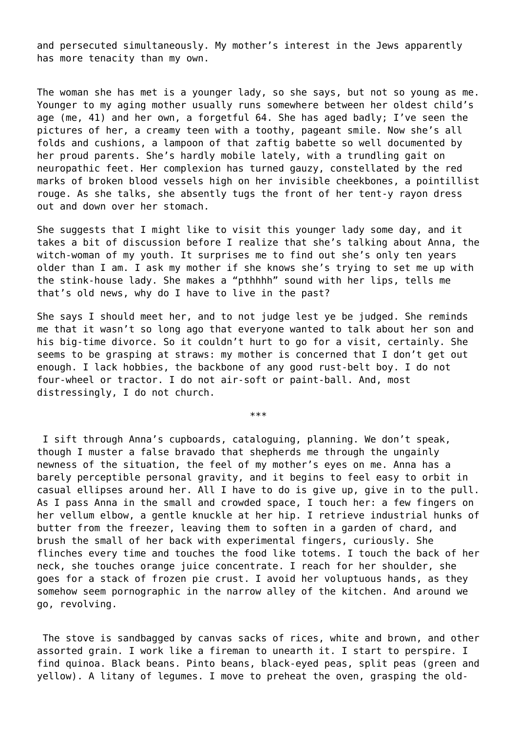and persecuted simultaneously. My mother's interest in the Jews apparently has more tenacity than my own.

The woman she has met is a younger lady, so she says, but not so young as me. Younger to my aging mother usually runs somewhere between her oldest child's age (me, 41) and her own, a forgetful 64. She has aged badly; I've seen the pictures of her, a creamy teen with a toothy, pageant smile. Now she's all folds and cushions, a lampoon of that zaftig babette so well documented by her proud parents. She's hardly mobile lately, with a trundling gait on neuropathic feet. Her complexion has turned gauzy, constellated by the red marks of broken blood vessels high on her invisible cheekbones, a pointillist rouge. As she talks, she absently tugs the front of her tent-y rayon dress out and down over her stomach.

She suggests that I might like to visit this younger lady some day, and it takes a bit of discussion before I realize that she's talking about Anna, the witch-woman of my youth. It surprises me to find out she's only ten years older than I am. I ask my mother if she knows she's trying to set me up with the stink-house lady. She makes a "pthhhh" sound with her lips, tells me that's old news, why do I have to live in the past?

She says I should meet her, and to not judge lest ye be judged. She reminds me that it wasn't so long ago that everyone wanted to talk about her son and his big-time divorce. So it couldn't hurt to go for a visit, certainly. She seems to be grasping at straws: my mother is concerned that I don't get out enough. I lack hobbies, the backbone of any good rust-belt boy. I do not four-wheel or tractor. I do not air-soft or paint-ball. And, most distressingly, I do not church.

***

I sift through Anna's cupboards, cataloguing, planning. We don't speak, though I muster a false bravado that shepherds me through the ungainly newness of the situation, the feel of my mother's eyes on me. Anna has a barely perceptible personal gravity, and it begins to feel easy to orbit in casual ellipses around her. All I have to do is give up, give in to the pull. As I pass Anna in the small and crowded space, I touch her: a few fingers on her vellum elbow, a gentle knuckle at her hip. I retrieve industrial hunks of butter from the freezer, leaving them to soften in a garden of chard, and brush the small of her back with experimental fingers, curiously. She flinches every time and touches the food like totems. I touch the back of her neck, she touches orange juice concentrate. I reach for her shoulder, she goes for a stack of frozen pie crust. I avoid her voluptuous hands, as they somehow seem pornographic in the narrow alley of the kitchen. And around we go, revolving.

The stove is sandbagged by canvas sacks of rices, white and brown, and other assorted grain. I work like a fireman to unearth it. I start to perspire. I find quinoa. Black beans. Pinto beans, black-eyed peas, split peas (green and yellow). A litany of legumes. I move to preheat the oven, grasping the old-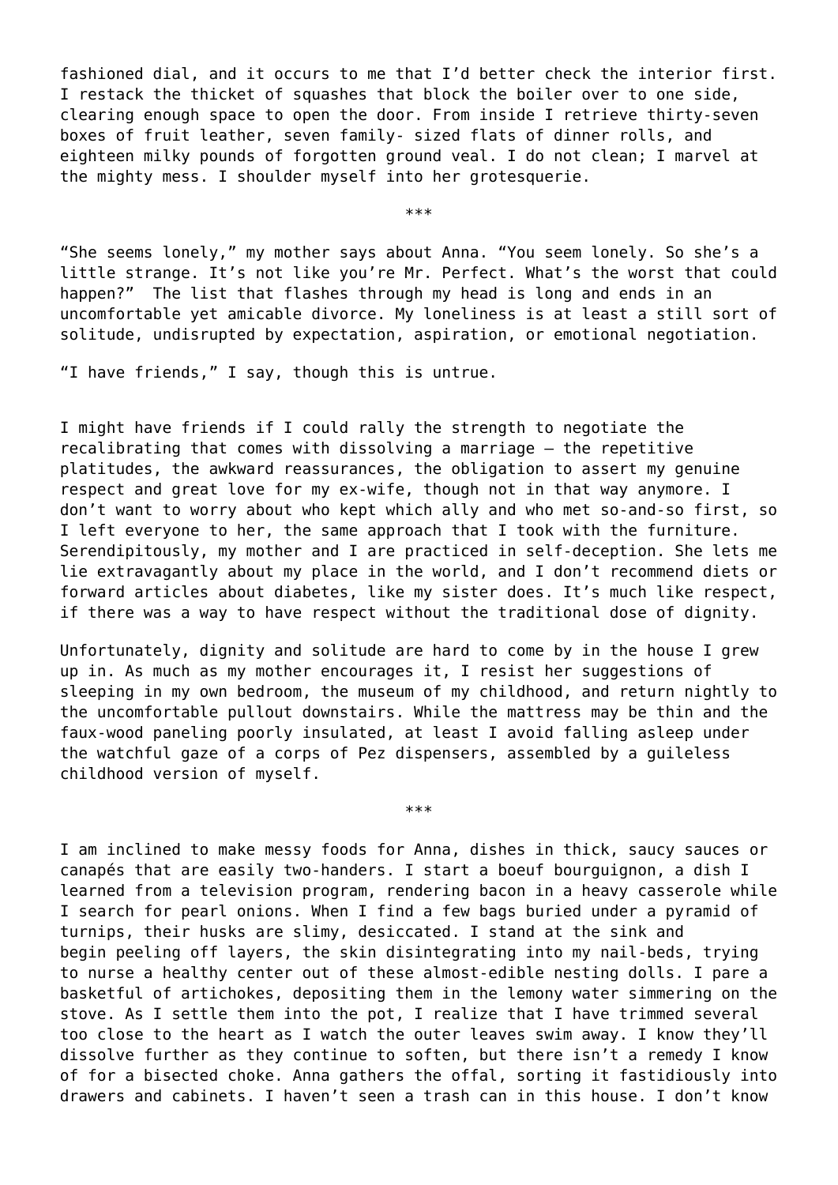fashioned dial, and it occurs to me that I'd better check the interior first. I restack the thicket of squashes that block the boiler over to one side, clearing enough space to open the door. From inside I retrieve thirty-seven boxes of fruit leather, seven family- sized flats of dinner rolls, and eighteen milky pounds of forgotten ground veal. I do not clean; I marvel at the mighty mess. I shoulder myself into her grotesquerie.

***

"She seems lonely," my mother says about Anna. "You seem lonely. So she's a little strange. It's not like you're Mr. Perfect. What's the worst that could happen?" The list that flashes through my head is long and ends in an uncomfortable yet amicable divorce. My loneliness is at least a still sort of solitude, undisrupted by expectation, aspiration, or emotional negotiation.

"I have friends," I say, though this is untrue.

I might have friends if I could rally the strength to negotiate the recalibrating that comes with dissolving a marriage – the repetitive platitudes, the awkward reassurances, the obligation to assert my genuine respect and great love for my ex-wife, though not in that way anymore. I don't want to worry about who kept which ally and who met so-and-so first, so I left everyone to her, the same approach that I took with the furniture. Serendipitously, my mother and I are practiced in self-deception. She lets me lie extravagantly about my place in the world, and I don't recommend diets or forward articles about diabetes, like my sister does. It's much like respect, if there was a way to have respect without the traditional dose of dignity.

Unfortunately, dignity and solitude are hard to come by in the house I grew up in. As much as my mother encourages it, I resist her suggestions of sleeping in my own bedroom, the museum of my childhood, and return nightly to the uncomfortable pullout downstairs. While the mattress may be thin and the faux-wood paneling poorly insulated, at least I avoid falling asleep under the watchful gaze of a corps of Pez dispensers, assembled by a guileless childhood version of myself.

***

I am inclined to make messy foods for Anna, dishes in thick, saucy sauces or canapés that are easily two-handers. I start a boeuf bourguignon, a dish I learned from a television program, rendering bacon in a heavy casserole while I search for pearl onions. When I find a few bags buried under a pyramid of turnips, their husks are slimy, desiccated. I stand at the sink and begin peeling off layers, the skin disintegrating into my nail-beds, trying to nurse a healthy center out of these almost-edible nesting dolls. I pare a basketful of artichokes, depositing them in the lemony water simmering on the stove. As I settle them into the pot, I realize that I have trimmed several too close to the heart as I watch the outer leaves swim away. I know they'll dissolve further as they continue to soften, but there isn't a remedy I know of for a bisected choke. Anna gathers the offal, sorting it fastidiously into drawers and cabinets. I haven't seen a trash can in this house. I don't know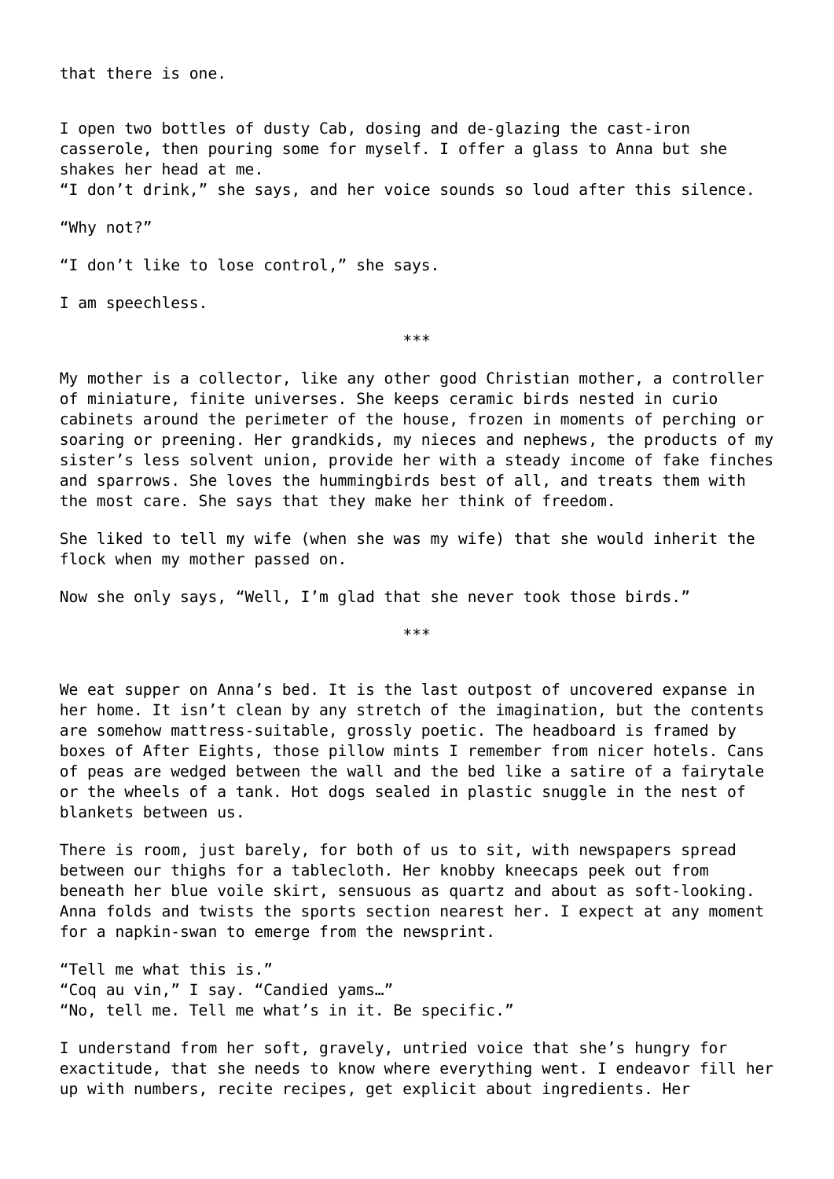that there is one.

I open two bottles of dusty Cab, dosing and de-glazing the cast-iron casserole, then pouring some for myself. I offer a glass to Anna but she shakes her head at me.
"I don't drink," she says, and her voice sounds so loud after this silence.

"Why not?"

"I don't like to lose control," she says.

I am speechless.

***

My mother is a collector, like any other good Christian mother, a controller of miniature, finite universes. She keeps ceramic birds nested in curio cabinets around the perimeter of the house, frozen in moments of perching or soaring or preening. Her grandkids, my nieces and nephews, the products of my sister's less solvent union, provide her with a steady income of fake finches and sparrows. She loves the hummingbirds best of all, and treats them with the most care. She says that they make her think of freedom.

She liked to tell my wife (when she was my wife) that she would inherit the flock when my mother passed on.

Now she only says, "Well, I'm glad that she never took those birds."

***

We eat supper on Anna's bed. It is the last outpost of uncovered expanse in her home. It isn't clean by any stretch of the imagination, but the contents are somehow mattress-suitable, grossly poetic. The headboard is framed by boxes of After Eights, those pillow mints I remember from nicer hotels. Cans of peas are wedged between the wall and the bed like a satire of a fairytale or the wheels of a tank. Hot dogs sealed in plastic snuggle in the nest of blankets between us.

There is room, just barely, for both of us to sit, with newspapers spread between our thighs for a tablecloth. Her knobby kneecaps peek out from beneath her blue voile skirt, sensuous as quartz and about as soft-looking. Anna folds and twists the sports section nearest her. I expect at any moment for a napkin-swan to emerge from the newsprint.

"Tell me what this is."
"Coq au vin," I say. "Candied yams…"
"No, tell me. Tell me what's in it. Be specific."

I understand from her soft, gravely, untried voice that she's hungry for exactitude, that she needs to know where everything went. I endeavor fill her up with numbers, recite recipes, get explicit about ingredients. Her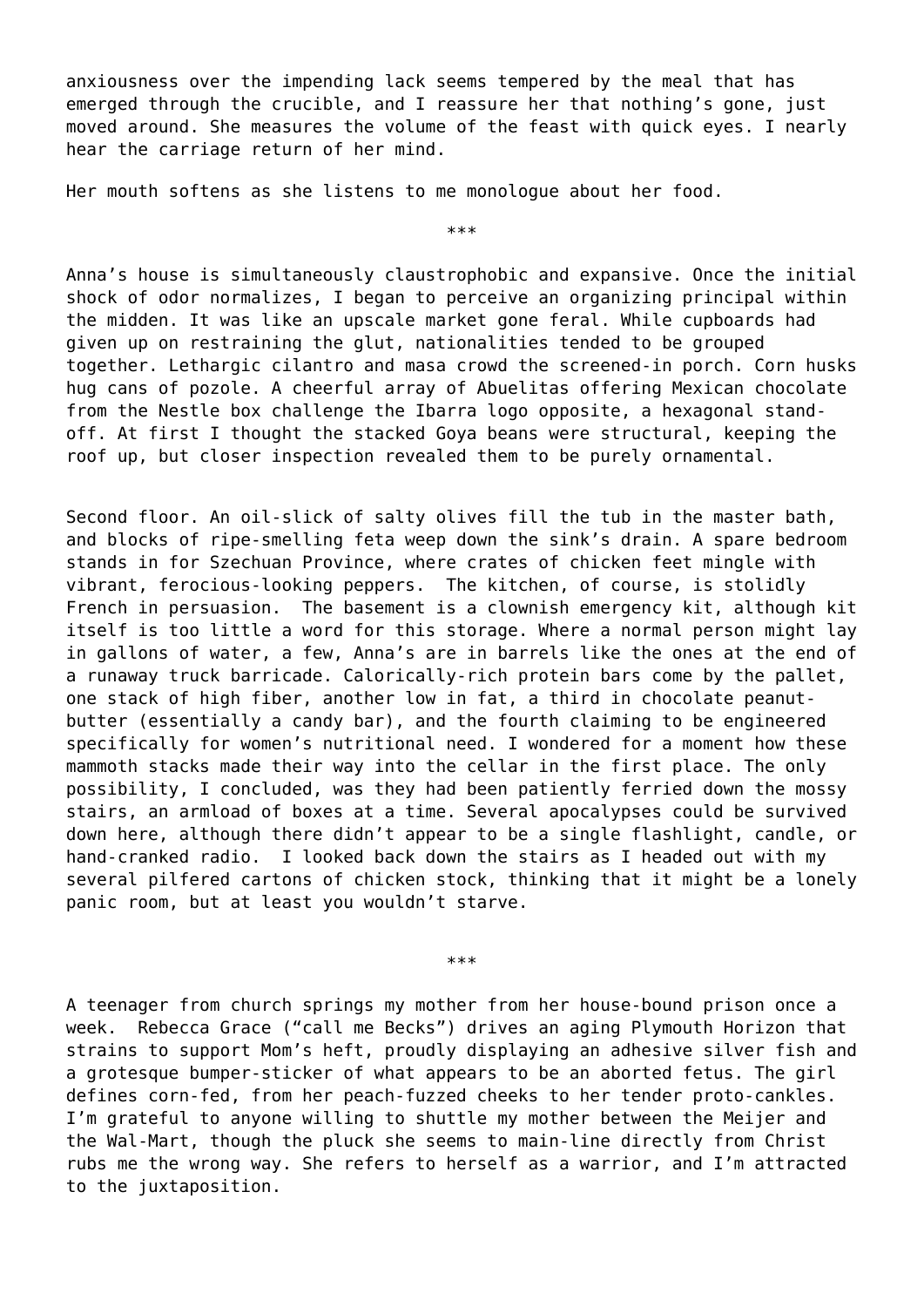anxiousness over the impending lack seems tempered by the meal that has emerged through the crucible, and I reassure her that nothing's gone, just moved around. She measures the volume of the feast with quick eyes. I nearly hear the carriage return of her mind.

Her mouth softens as she listens to me monologue about her food.

***

Anna's house is simultaneously claustrophobic and expansive. Once the initial shock of odor normalizes, I began to perceive an organizing principal within the midden. It was like an upscale market gone feral. While cupboards had given up on restraining the glut, nationalities tended to be grouped together. Lethargic cilantro and masa crowd the screened-in porch. Corn husks hug cans of pozole. A cheerful array of Abuelitas offering Mexican chocolate from the Nestle box challenge the Ibarra logo opposite, a hexagonal stand-off. At first I thought the stacked Goya beans were structural, keeping the roof up, but closer inspection revealed them to be purely ornamental.

Second floor. An oil-slick of salty olives fill the tub in the master bath, and blocks of ripe-smelling feta weep down the sink's drain. A spare bedroom stands in for Szechuan Province, where crates of chicken feet mingle with vibrant, ferocious-looking peppers. The kitchen, of course, is stolidly French in persuasion. The basement is a clownish emergency kit, although kit itself is too little a word for this storage. Where a normal person might lay in gallons of water, a few, Anna's are in barrels like the ones at the end of a runaway truck barricade. Calorically-rich protein bars come by the pallet, one stack of high fiber, another low in fat, a third in chocolate peanut-butter (essentially a candy bar), and the fourth claiming to be engineered specifically for women's nutritional need. I wondered for a moment how these mammoth stacks made their way into the cellar in the first place. The only possibility, I concluded, was they had been patiently ferried down the mossy stairs, an armload of boxes at a time. Several apocalypses could be survived down here, although there didn't appear to be a single flashlight, candle, or hand-cranked radio. I looked back down the stairs as I headed out with my several pilfered cartons of chicken stock, thinking that it might be a lonely panic room, but at least you wouldn't starve.

***

A teenager from church springs my mother from her house-bound prison once a week. Rebecca Grace ("call me Becks") drives an aging Plymouth Horizon that strains to support Mom's heft, proudly displaying an adhesive silver fish and a grotesque bumper-sticker of what appears to be an aborted fetus. The girl defines corn-fed, from her peach-fuzzed cheeks to her tender proto-cankles. I'm grateful to anyone willing to shuttle my mother between the Meijer and the Wal-Mart, though the pluck she seems to main-line directly from Christ rubs me the wrong way. She refers to herself as a warrior, and I'm attracted to the juxtaposition.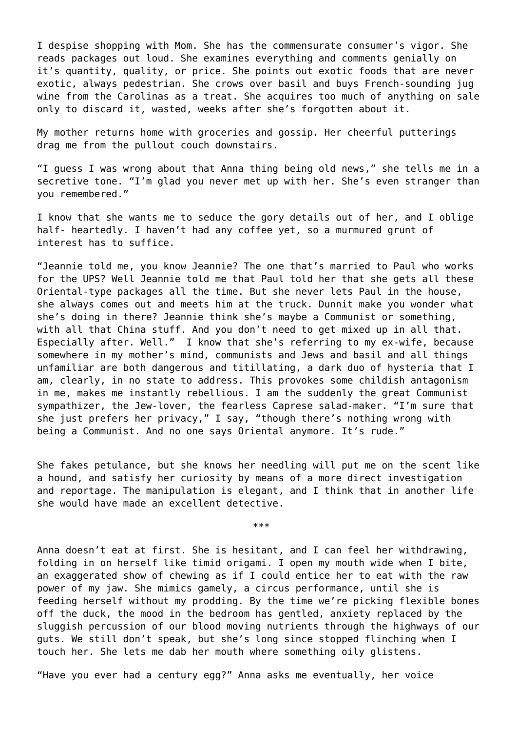I despise shopping with Mom. She has the commensurate consumer's vigor. She reads packages out loud. She examines everything and comments genially on it's quantity, quality, or price. She points out exotic foods that are never exotic, always pedestrian. She crows over basil and buys French-sounding jug wine from the Carolinas as a treat. She acquires too much of anything on sale only to discard it, wasted, weeks after she's forgotten about it.

My mother returns home with groceries and gossip. Her cheerful putterings drag me from the pullout couch downstairs.

"I guess I was wrong about that Anna thing being old news," she tells me in a secretive tone. "I'm glad you never met up with her. She's even stranger than you remembered."

I know that she wants me to seduce the gory details out of her, and I oblige half- heartedly. I haven't had any coffee yet, so a murmured grunt of interest has to suffice.

"Jeannie told me, you know Jeannie? The one that's married to Paul who works for the UPS? Well Jeannie told me that Paul told her that she gets all these Oriental-type packages all the time. But she never lets Paul in the house, she always comes out and meets him at the truck. Dunnit make you wonder what she's doing in there? Jeannie think she's maybe a Communist or something, with all that China stuff. And you don't need to get mixed up in all that. Especially after. Well." I know that she's referring to my ex-wife, because somewhere in my mother's mind, communists and Jews and basil and all things unfamiliar are both dangerous and titillating, a dark duo of hysteria that I am, clearly, in no state to address. This provokes some childish antagonism in me, makes me instantly rebellious. I am the suddenly the great Communist sympathizer, the Jew-lover, the fearless Caprese salad-maker. "I'm sure that she just prefers her privacy," I say, "though there's nothing wrong with being a Communist. And no one says Oriental anymore. It's rude."

She fakes petulance, but she knows her needling will put me on the scent like a hound, and satisfy her curiosity by means of a more direct investigation and reportage. The manipulation is elegant, and I think that in another life she would have made an excellent detective.

\*\*\*

Anna doesn't eat at first. She is hesitant, and I can feel her withdrawing, folding in on herself like timid origami. I open my mouth wide when I bite, an exaggerated show of chewing as if I could entice her to eat with the raw power of my jaw. She mimics gamely, a circus performance, until she is feeding herself without my prodding. By the time we're picking flexible bones off the duck, the mood in the bedroom has gentled, anxiety replaced by the sluggish percussion of our blood moving nutrients through the highways of our guts. We still don't speak, but she's long since stopped flinching when I touch her. She lets me dab her mouth where something oily glistens.

"Have you ever had a century egg?" Anna asks me eventually, her voice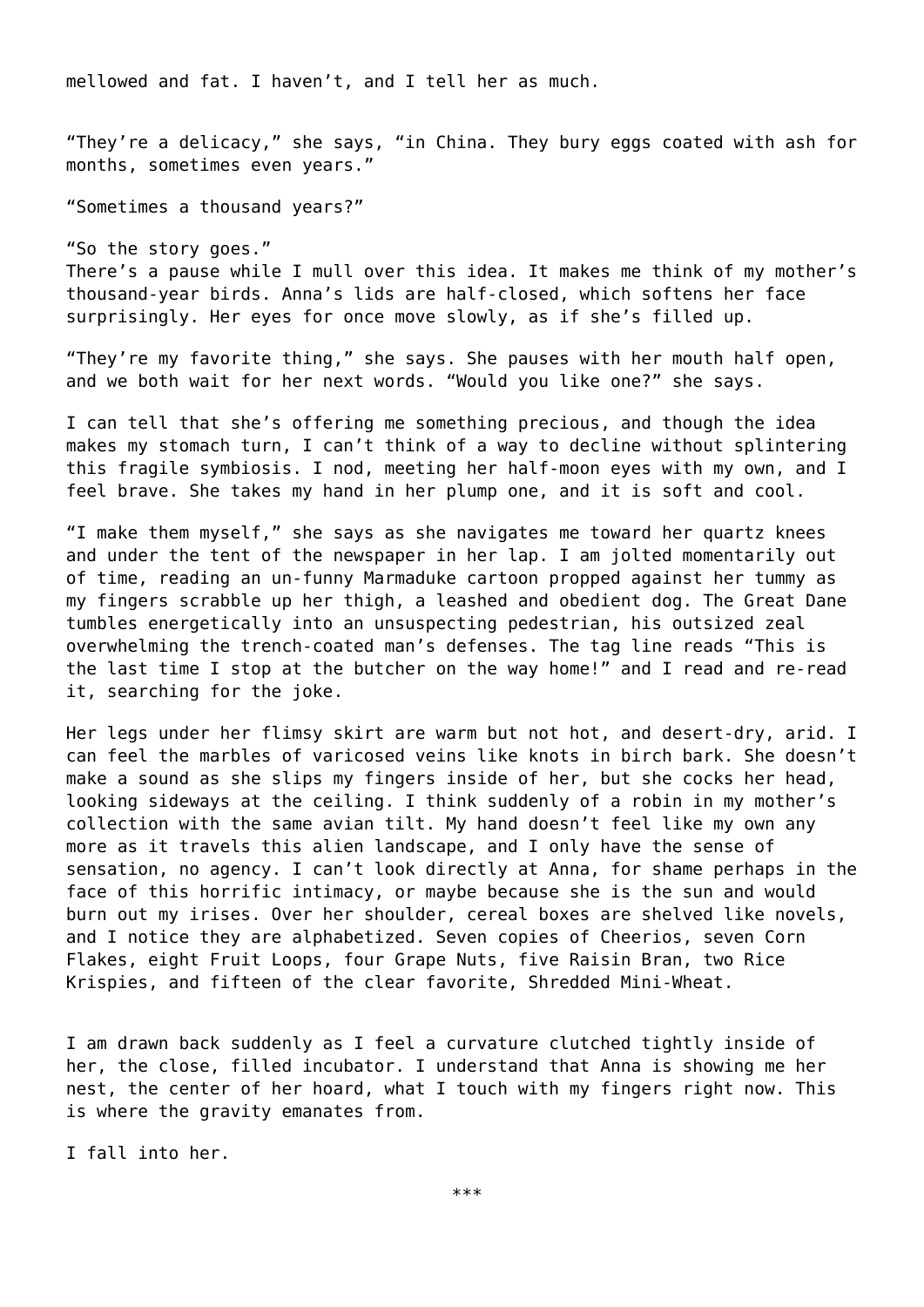mellowed and fat. I haven't, and I tell her as much.

"They're a delicacy," she says, "in China. They bury eggs coated with ash for months, sometimes even years."

"Sometimes a thousand years?"

"So the story goes."
There's a pause while I mull over this idea. It makes me think of my mother's thousand-year birds. Anna's lids are half-closed, which softens her face surprisingly. Her eyes for once move slowly, as if she's filled up.

"They're my favorite thing," she says. She pauses with her mouth half open, and we both wait for her next words. "Would you like one?" she says.

I can tell that she's offering me something precious, and though the idea makes my stomach turn, I can't think of a way to decline without splintering this fragile symbiosis. I nod, meeting her half-moon eyes with my own, and I feel brave. She takes my hand in her plump one, and it is soft and cool.

"I make them myself," she says as she navigates me toward her quartz knees and under the tent of the newspaper in her lap. I am jolted momentarily out of time, reading an un-funny Marmaduke cartoon propped against her tummy as my fingers scrabble up her thigh, a leashed and obedient dog. The Great Dane tumbles energetically into an unsuspecting pedestrian, his outsized zeal overwhelming the trench-coated man's defenses. The tag line reads "This is the last time I stop at the butcher on the way home!" and I read and re-read it, searching for the joke.

Her legs under her flimsy skirt are warm but not hot, and desert-dry, arid. I can feel the marbles of varicosed veins like knots in birch bark. She doesn't make a sound as she slips my fingers inside of her, but she cocks her head, looking sideways at the ceiling. I think suddenly of a robin in my mother's collection with the same avian tilt. My hand doesn't feel like my own any more as it travels this alien landscape, and I only have the sense of sensation, no agency. I can't look directly at Anna, for shame perhaps in the face of this horrific intimacy, or maybe because she is the sun and would burn out my irises. Over her shoulder, cereal boxes are shelved like novels, and I notice they are alphabetized. Seven copies of Cheerios, seven Corn Flakes, eight Fruit Loops, four Grape Nuts, five Raisin Bran, two Rice Krispies, and fifteen of the clear favorite, Shredded Mini-Wheat.

I am drawn back suddenly as I feel a curvature clutched tightly inside of her, the close, filled incubator. I understand that Anna is showing me her nest, the center of her hoard, what I touch with my fingers right now. This is where the gravity emanates from.

I fall into her.

***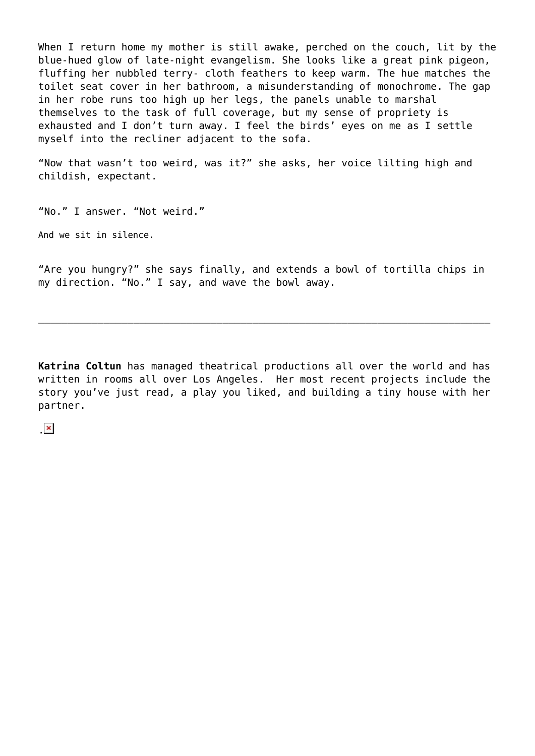When I return home my mother is still awake, perched on the couch, lit by the blue-hued glow of late-night evangelism. She looks like a great pink pigeon, fluffing her nubbled terry- cloth feathers to keep warm. The hue matches the toilet seat cover in her bathroom, a misunderstanding of monochrome. The gap in her robe runs too high up her legs, the panels unable to marshal themselves to the task of full coverage, but my sense of propriety is exhausted and I don't turn away. I feel the birds' eyes on me as I settle myself into the recliner adjacent to the sofa.

"Now that wasn't too weird, was it?" she asks, her voice lilting high and childish, expectant.

"No." I answer. "Not weird."

And we sit in silence.

"Are you hungry?" she says finally, and extends a bowl of tortilla chips in my direction. "No." I say, and wave the bowl away.

---

**Katrina Coltun** has managed theatrical productions all over the world and has written in rooms all over Los Angeles. Her most recent projects include the story you've just read, a play you liked, and building a tiny house with her partner.